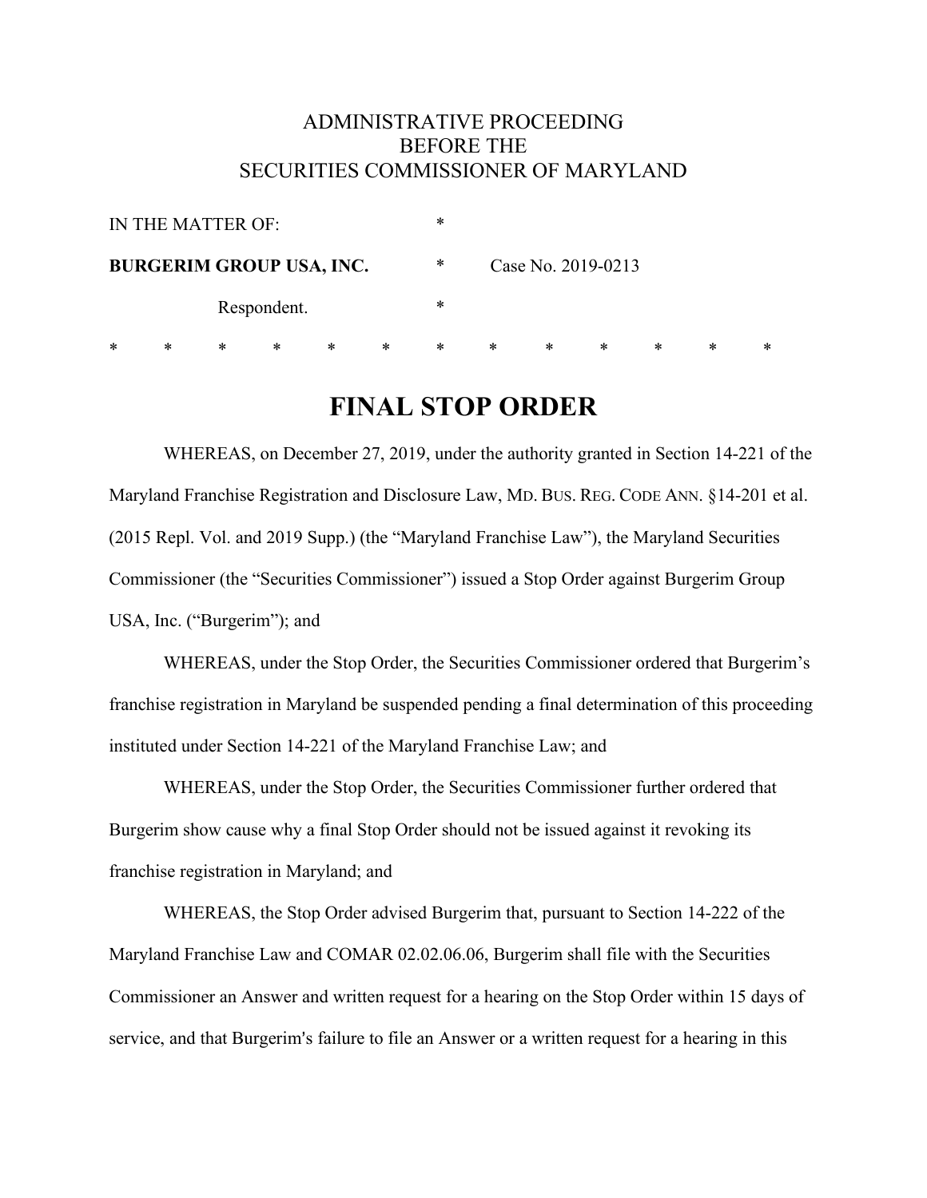ADMINISTRATIVE PROCEEDING
BEFORE THE
SECURITIES COMMISSIONER OF MARYLAND

| | | |
|---|---|---|
| IN THE MATTER OF: | * | |
| **BURGERIM GROUP USA, INC.** | * | Case No. 2019-0213 |
| Respondent. | * | |

* * * * * * * * * * * * *

# FINAL STOP ORDER

WHEREAS, on December 27, 2019, under the authority granted in Section 14-221 of the Maryland Franchise Registration and Disclosure Law, MD. BUS. REG. CODE ANN. §14-201 et al. (2015 Repl. Vol. and 2019 Supp.) (the "Maryland Franchise Law"), the Maryland Securities Commissioner (the "Securities Commissioner") issued a Stop Order against Burgerim Group USA, Inc. ("Burgerim"); and

WHEREAS, under the Stop Order, the Securities Commissioner ordered that Burgerim's franchise registration in Maryland be suspended pending a final determination of this proceeding instituted under Section 14-221 of the Maryland Franchise Law; and

WHEREAS, under the Stop Order, the Securities Commissioner further ordered that Burgerim show cause why a final Stop Order should not be issued against it revoking its franchise registration in Maryland; and

WHEREAS, the Stop Order advised Burgerim that, pursuant to Section 14-222 of the Maryland Franchise Law and COMAR 02.02.06.06, Burgerim shall file with the Securities Commissioner an Answer and written request for a hearing on the Stop Order within 15 days of service, and that Burgerim's failure to file an Answer or a written request for a hearing in this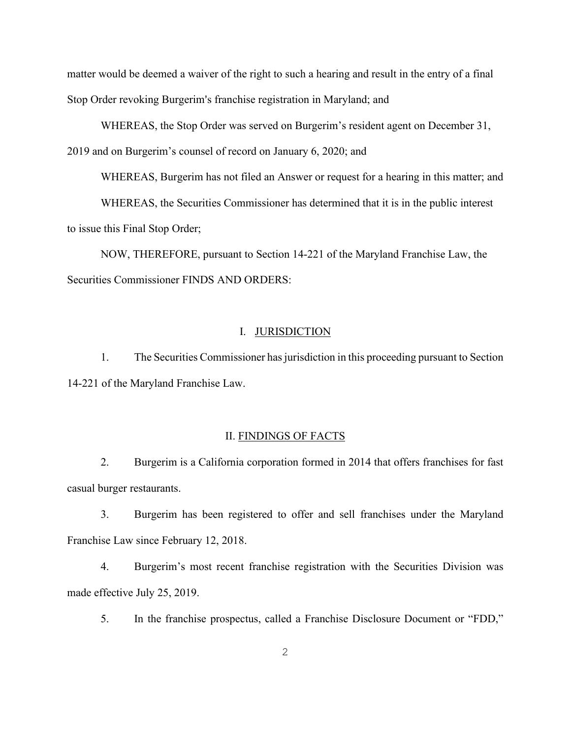matter would be deemed a waiver of the right to such a hearing and result in the entry of a final Stop Order revoking Burgerim's franchise registration in Maryland; and

WHEREAS, the Stop Order was served on Burgerim's resident agent on December 31, 2019 and on Burgerim's counsel of record on January 6, 2020; and

WHEREAS, Burgerim has not filed an Answer or request for a hearing in this matter; and

WHEREAS, the Securities Commissioner has determined that it is in the public interest to issue this Final Stop Order;

NOW, THEREFORE, pursuant to Section 14-221 of the Maryland Franchise Law, the Securities Commissioner FINDS AND ORDERS:

## I. JURISDICTION

1. The Securities Commissioner has jurisdiction in this proceeding pursuant to Section 14-221 of the Maryland Franchise Law.

## II. FINDINGS OF FACTS

2. Burgerim is a California corporation formed in 2014 that offers franchises for fast casual burger restaurants.

3. Burgerim has been registered to offer and sell franchises under the Maryland Franchise Law since February 12, 2018.

4. Burgerim's most recent franchise registration with the Securities Division was made effective July 25, 2019.

5. In the franchise prospectus, called a Franchise Disclosure Document or "FDD,"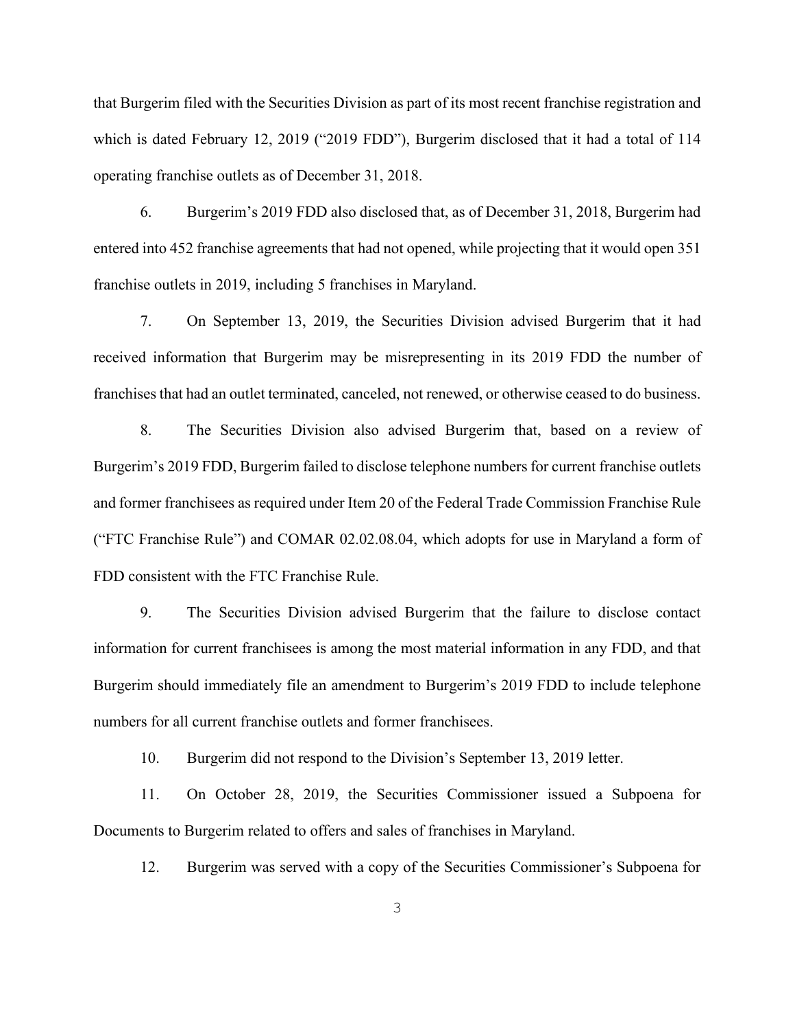that Burgerim filed with the Securities Division as part of its most recent franchise registration and which is dated February 12, 2019 ("2019 FDD"), Burgerim disclosed that it had a total of 114 operating franchise outlets as of December 31, 2018.

6. Burgerim's 2019 FDD also disclosed that, as of December 31, 2018, Burgerim had entered into 452 franchise agreements that had not opened, while projecting that it would open 351 franchise outlets in 2019, including 5 franchises in Maryland.

7. On September 13, 2019, the Securities Division advised Burgerim that it had received information that Burgerim may be misrepresenting in its 2019 FDD the number of franchises that had an outlet terminated, canceled, not renewed, or otherwise ceased to do business.

8. The Securities Division also advised Burgerim that, based on a review of Burgerim's 2019 FDD, Burgerim failed to disclose telephone numbers for current franchise outlets and former franchisees as required under Item 20 of the Federal Trade Commission Franchise Rule ("FTC Franchise Rule") and COMAR 02.02.08.04, which adopts for use in Maryland a form of FDD consistent with the FTC Franchise Rule.

9. The Securities Division advised Burgerim that the failure to disclose contact information for current franchisees is among the most material information in any FDD, and that Burgerim should immediately file an amendment to Burgerim's 2019 FDD to include telephone numbers for all current franchise outlets and former franchisees.

10. Burgerim did not respond to the Division's September 13, 2019 letter.

11. On October 28, 2019, the Securities Commissioner issued a Subpoena for Documents to Burgerim related to offers and sales of franchises in Maryland.

12. Burgerim was served with a copy of the Securities Commissioner's Subpoena for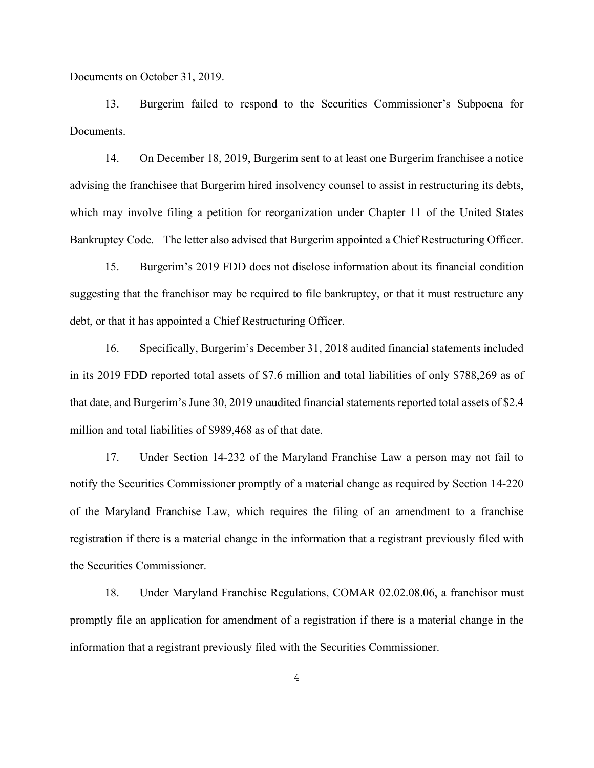Documents on October 31, 2019.

13. Burgerim failed to respond to the Securities Commissioner's Subpoena for Documents.

14. On December 18, 2019, Burgerim sent to at least one Burgerim franchisee a notice advising the franchisee that Burgerim hired insolvency counsel to assist in restructuring its debts, which may involve filing a petition for reorganization under Chapter 11 of the United States Bankruptcy Code. The letter also advised that Burgerim appointed a Chief Restructuring Officer.

15. Burgerim's 2019 FDD does not disclose information about its financial condition suggesting that the franchisor may be required to file bankruptcy, or that it must restructure any debt, or that it has appointed a Chief Restructuring Officer.

16. Specifically, Burgerim's December 31, 2018 audited financial statements included in its 2019 FDD reported total assets of $7.6 million and total liabilities of only $788,269 as of that date, and Burgerim's June 30, 2019 unaudited financial statements reported total assets of $2.4 million and total liabilities of $989,468 as of that date.

17. Under Section 14-232 of the Maryland Franchise Law a person may not fail to notify the Securities Commissioner promptly of a material change as required by Section 14-220 of the Maryland Franchise Law, which requires the filing of an amendment to a franchise registration if there is a material change in the information that a registrant previously filed with the Securities Commissioner.

18. Under Maryland Franchise Regulations, COMAR 02.02.08.06, a franchisor must promptly file an application for amendment of a registration if there is a material change in the information that a registrant previously filed with the Securities Commissioner.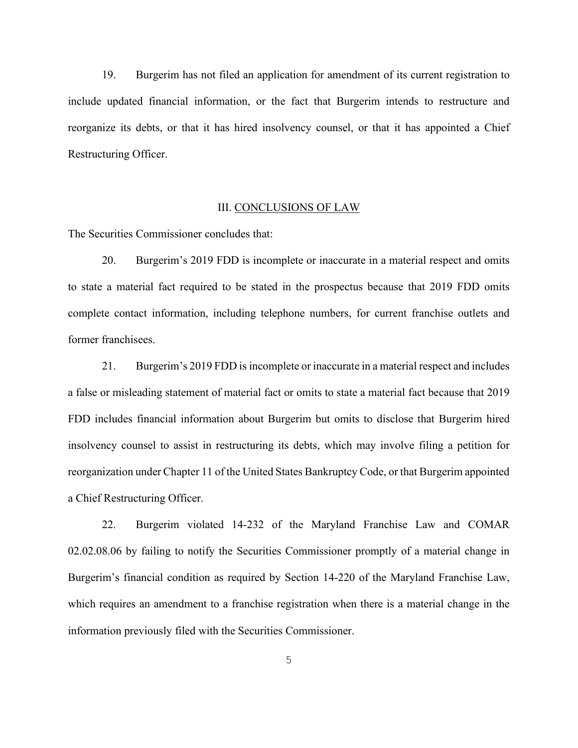19. Burgerim has not filed an application for amendment of its current registration to include updated financial information, or the fact that Burgerim intends to restructure and reorganize its debts, or that it has hired insolvency counsel, or that it has appointed a Chief Restructuring Officer.

## III. CONCLUSIONS OF LAW

The Securities Commissioner concludes that:

20. Burgerim's 2019 FDD is incomplete or inaccurate in a material respect and omits to state a material fact required to be stated in the prospectus because that 2019 FDD omits complete contact information, including telephone numbers, for current franchise outlets and former franchisees.

21. Burgerim's 2019 FDD is incomplete or inaccurate in a material respect and includes a false or misleading statement of material fact or omits to state a material fact because that 2019 FDD includes financial information about Burgerim but omits to disclose that Burgerim hired insolvency counsel to assist in restructuring its debts, which may involve filing a petition for reorganization under Chapter 11 of the United States Bankruptcy Code, or that Burgerim appointed a Chief Restructuring Officer.

22. Burgerim violated 14-232 of the Maryland Franchise Law and COMAR 02.02.08.06 by failing to notify the Securities Commissioner promptly of a material change in Burgerim's financial condition as required by Section 14-220 of the Maryland Franchise Law, which requires an amendment to a franchise registration when there is a material change in the information previously filed with the Securities Commissioner.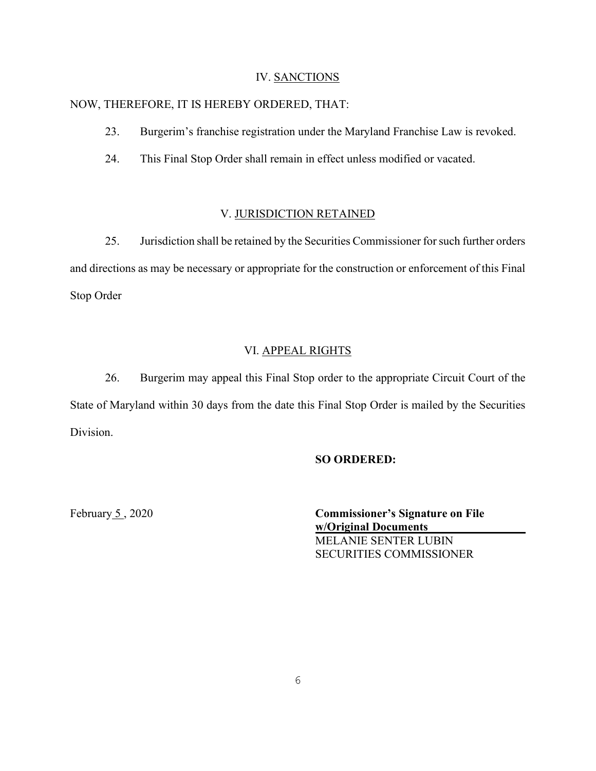## IV. SANCTIONS

NOW, THEREFORE, IT IS HEREBY ORDERED, THAT:

23. Burgerim's franchise registration under the Maryland Franchise Law is revoked.

24. This Final Stop Order shall remain in effect unless modified or vacated.

## V. JURISDICTION RETAINED

25. Jurisdiction shall be retained by the Securities Commissioner for such further orders and directions as may be necessary or appropriate for the construction or enforcement of this Final Stop Order

## VI. APPEAL RIGHTS

26. Burgerim may appeal this Final Stop order to the appropriate Circuit Court of the State of Maryland within 30 days from the date this Final Stop Order is mailed by the Securities Division.

**SO ORDERED:**

February 5 , 2020

**Commissioner's Signature on File w/Original Documents**
MELANIE SENTER LUBIN
SECURITIES COMMISSIONER